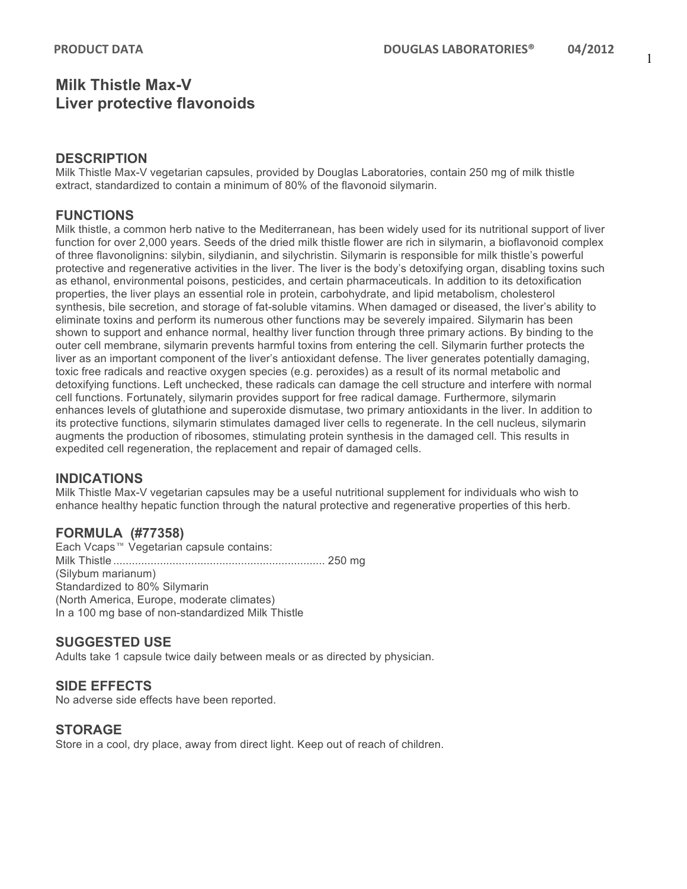# Milk Thistle Max-V
## Liver protective flavonoids

### DESCRIPTION

Milk Thistle Max-V vegetarian capsules, provided by Douglas Laboratories, contain 250 mg of milk thistle extract, standardized to contain a minimum of 80% of the flavonoid silymarin.

### FUNCTIONS

Milk thistle, a common herb native to the Mediterranean, has been widely used for its nutritional support of liver function for over 2,000 years. Seeds of the dried milk thistle flower are rich in silymarin, a bioflavonoid complex of three flavonolignins: silybin, silydianin, and silychristin. Silymarin is responsible for milk thistle's powerful protective and regenerative activities in the liver. The liver is the body's detoxifying organ, disabling toxins such as ethanol, environmental poisons, pesticides, and certain pharmaceuticals. In addition to its detoxification properties, the liver plays an essential role in protein, carbohydrate, and lipid metabolism, cholesterol synthesis, bile secretion, and storage of fat-soluble vitamins. When damaged or diseased, the liver's ability to eliminate toxins and perform its numerous other functions may be severely impaired. Silymarin has been shown to support and enhance normal, healthy liver function through three primary actions. By binding to the outer cell membrane, silymarin prevents harmful toxins from entering the cell. Silymarin further protects the liver as an important component of the liver's antioxidant defense. The liver generates potentially damaging, toxic free radicals and reactive oxygen species (e.g. peroxides) as a result of its normal metabolic and detoxifying functions. Left unchecked, these radicals can damage the cell structure and interfere with normal cell functions. Fortunately, silymarin provides support for free radical damage. Furthermore, silymarin enhances levels of glutathione and superoxide dismutase, two primary antioxidants in the liver. In addition to its protective functions, silymarin stimulates damaged liver cells to regenerate. In the cell nucleus, silymarin augments the production of ribosomes, stimulating protein synthesis in the damaged cell. This results in expedited cell regeneration, the replacement and repair of damaged cells.

### INDICATIONS

Milk Thistle Max-V vegetarian capsules may be a useful nutritional supplement for individuals who wish to enhance healthy hepatic function through the natural protective and regenerative properties of this herb.

### FORMULA (#77358)

Each Vcaps™ Vegetarian capsule contains:
Milk Thistle .................................................................... 250 mg
(Silybum marianum)
Standardized to 80% Silymarin
(North America, Europe, moderate climates)
In a 100 mg base of non-standardized Milk Thistle

### SUGGESTED USE

Adults take 1 capsule twice daily between meals or as directed by physician.

### SIDE EFFECTS

No adverse side effects have been reported.

### STORAGE

Store in a cool, dry place, away from direct light. Keep out of reach of children.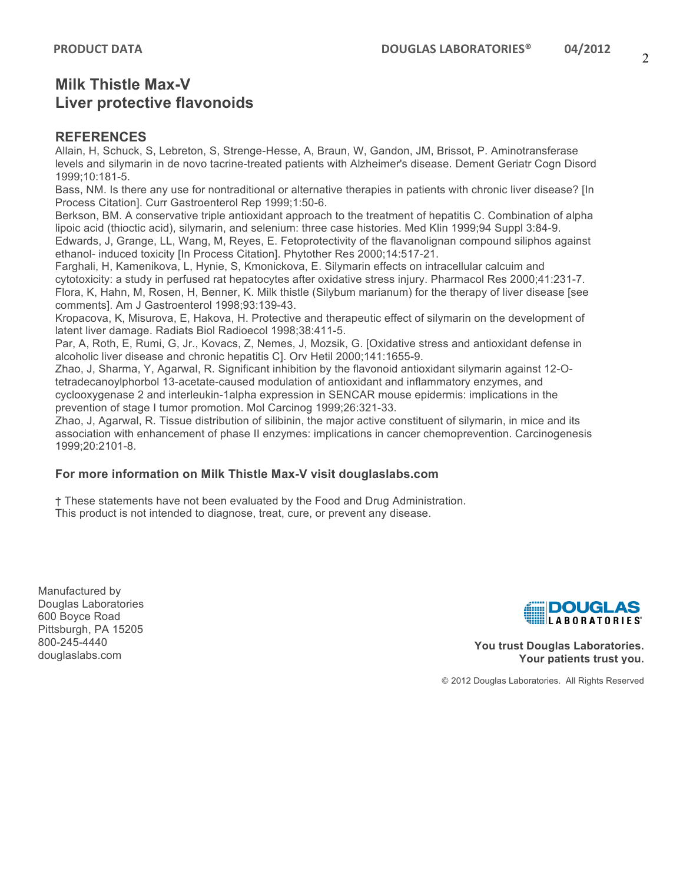# Milk Thistle Max-V
# Liver protective flavonoids

## REFERENCES

Allain, H, Schuck, S, Lebreton, S, Strenge-Hesse, A, Braun, W, Gandon, JM, Brissot, P. Aminotransferase levels and silymarin in de novo tacrine-treated patients with Alzheimer's disease. Dement Geriatr Cogn Disord 1999;10:181-5.

Bass, NM. Is there any use for nontraditional or alternative therapies in patients with chronic liver disease? [In Process Citation]. Curr Gastroenterol Rep 1999;1:50-6.

Berkson, BM. A conservative triple antioxidant approach to the treatment of hepatitis C. Combination of alpha lipoic acid (thioctic acid), silymarin, and selenium: three case histories. Med Klin 1999;94 Suppl 3:84-9.

Edwards, J, Grange, LL, Wang, M, Reyes, E. Fetoprotectivity of the flavanolignan compound siliphos against ethanol- induced toxicity [In Process Citation]. Phytother Res 2000;14:517-21.

Farghali, H, Kamenikova, L, Hynie, S, Kmonickova, E. Silymarin effects on intracellular calcuim and cytotoxicity: a study in perfused rat hepatocytes after oxidative stress injury. Pharmacol Res 2000;41:231-7.

Flora, K, Hahn, M, Rosen, H, Benner, K. Milk thistle (Silybum marianum) for the therapy of liver disease [see comments]. Am J Gastroenterol 1998;93:139-43.

Kropacova, K, Misurova, E, Hakova, H. Protective and therapeutic effect of silymarin on the development of latent liver damage. Radiats Biol Radioecol 1998;38:411-5.

Par, A, Roth, E, Rumi, G, Jr., Kovacs, Z, Nemes, J, Mozsik, G. [Oxidative stress and antioxidant defense in alcoholic liver disease and chronic hepatitis C]. Orv Hetil 2000;141:1655-9.

Zhao, J, Sharma, Y, Agarwal, R. Significant inhibition by the flavonoid antioxidant silymarin against 12-O-tetradecanoylphorbol 13-acetate-caused modulation of antioxidant and inflammatory enzymes, and cyclooxygenase 2 and interleukin-1alpha expression in SENCAR mouse epidermis: implications in the prevention of stage I tumor promotion. Mol Carcinog 1999;26:321-33.

Zhao, J, Agarwal, R. Tissue distribution of silibinin, the major active constituent of silymarin, in mice and its association with enhancement of phase II enzymes: implications in cancer chemoprevention. Carcinogenesis 1999;20:2101-8.

**For more information on Milk Thistle Max-V visit douglaslabs.com**

† These statements have not been evaluated by the Food and Drug Administration.
This product is not intended to diagnose, treat, cure, or prevent any disease.

Manufactured by
Douglas Laboratories
600 Boyce Road
Pittsburgh, PA 15205
800-245-4440
douglaslabs.com

DOUGLAS LABORATORIES®

**You trust Douglas Laboratories.
Your patients trust you.**

© 2012 Douglas Laboratories. All Rights Reserved